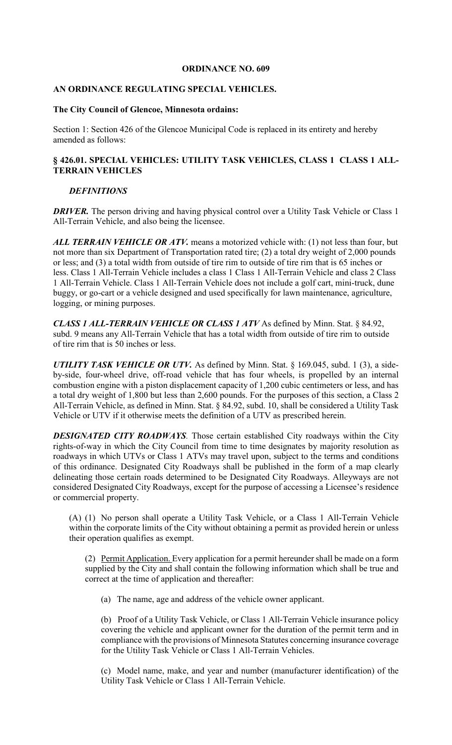**ORDINANCE NO. 609**

**AN ORDINANCE REGULATING SPECIAL VEHICLES.**

**The City Council of Glencoe, Minnesota ordains:**

Section 1: Section 426 of the Glencoe Municipal Code is replaced in its entirety and hereby amended as follows:

## § 426.01. SPECIAL VEHICLES: UTILITY TASK VEHICLES, CLASS 1 CLASS 1 ALL-TERRAIN VEHICLES

***DEFINITIONS***

***DRIVER.*** The person driving and having physical control over a Utility Task Vehicle or Class 1 All-Terrain Vehicle, and also being the licensee.

***ALL TERRAIN VEHICLE OR ATV.*** means a motorized vehicle with: (1) not less than four, but not more than six Department of Transportation rated tire; (2) a total dry weight of 2,000 pounds or less; and (3) a total width from outside of tire rim to outside of tire rim that is 65 inches or less. Class 1 All-Terrain Vehicle includes a class 1 Class 1 All-Terrain Vehicle and class 2 Class 1 All-Terrain Vehicle. Class 1 All-Terrain Vehicle does not include a golf cart, mini-truck, dune buggy, or go-cart or a vehicle designed and used specifically for lawn maintenance, agriculture, logging, or mining purposes.

***CLASS 1 ALL-TERRAIN VEHICLE OR CLASS 1 ATV*** As defined by Minn. Stat. § 84.92, subd. 9 means any All-Terrain Vehicle that has a total width from outside of tire rim to outside of tire rim that is 50 inches or less.

***UTILITY TASK VEHICLE OR UTV.*** As defined by Minn. Stat. § 169.045, subd. 1 (3), a side-by-side, four-wheel drive, off-road vehicle that has four wheels, is propelled by an internal combustion engine with a piston displacement capacity of 1,200 cubic centimeters or less, and has a total dry weight of 1,800 but less than 2,600 pounds. For the purposes of this section, a Class 2 All-Terrain Vehicle, as defined in Minn. Stat. § 84.92, subd. 10, shall be considered a Utility Task Vehicle or UTV if it otherwise meets the definition of a UTV as prescribed herein.

***DESIGNATED CITY ROADWAYS****.* Those certain established City roadways within the City rights-of-way in which the City Council from time to time designates by majority resolution as roadways in which UTVs or Class 1 ATVs may travel upon, subject to the terms and conditions of this ordinance. Designated City Roadways shall be published in the form of a map clearly delineating those certain roads determined to be Designated City Roadways. Alleyways are not considered Designated City Roadways, except for the purpose of accessing a Licensee's residence or commercial property.

(A) (1) No person shall operate a Utility Task Vehicle, or a Class 1 All-Terrain Vehicle within the corporate limits of the City without obtaining a permit as provided herein or unless their operation qualifies as exempt.

(2) Permit Application. Every application for a permit hereunder shall be made on a form supplied by the City and shall contain the following information which shall be true and correct at the time of application and thereafter:

(a) The name, age and address of the vehicle owner applicant.

(b) Proof of a Utility Task Vehicle, or Class 1 All-Terrain Vehicle insurance policy covering the vehicle and applicant owner for the duration of the permit term and in compliance with the provisions of Minnesota Statutes concerning insurance coverage for the Utility Task Vehicle or Class 1 All-Terrain Vehicles.

(c) Model name, make, and year and number (manufacturer identification) of the Utility Task Vehicle or Class 1 All-Terrain Vehicle.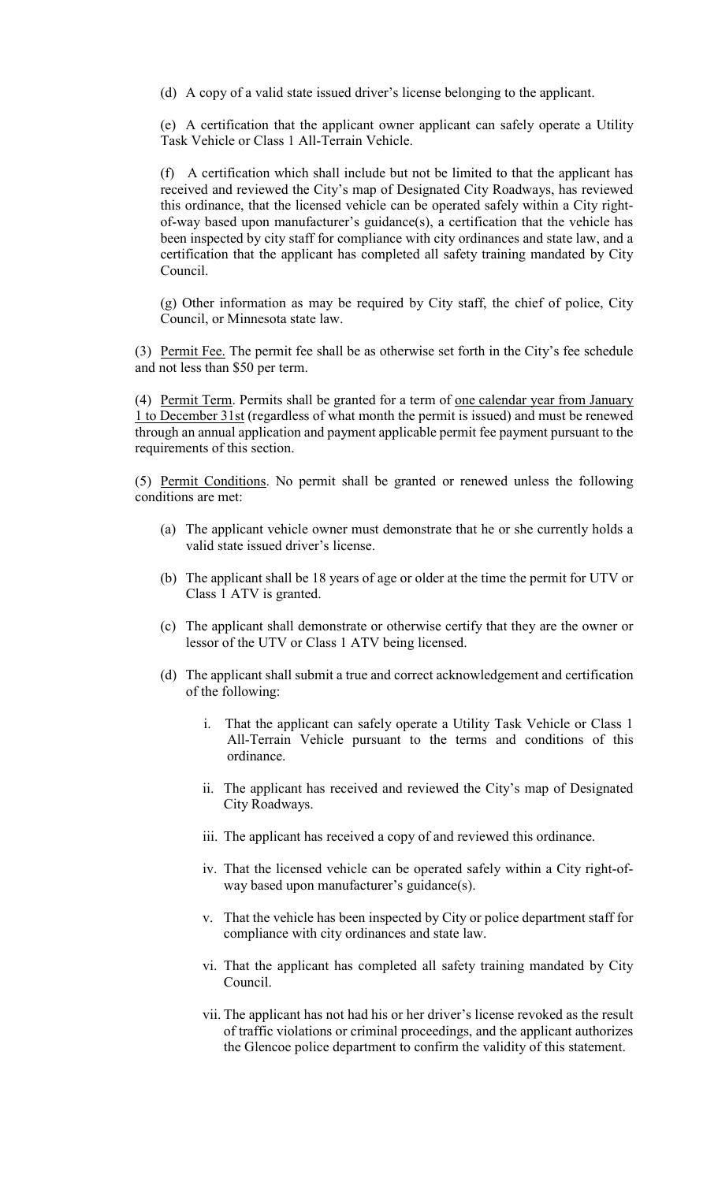(d) A copy of a valid state issued driver's license belonging to the applicant.

(e) A certification that the applicant owner applicant can safely operate a Utility Task Vehicle or Class 1 All-Terrain Vehicle.

(f) A certification which shall include but not be limited to that the applicant has received and reviewed the City's map of Designated City Roadways, has reviewed this ordinance, that the licensed vehicle can be operated safely within a City right-of-way based upon manufacturer's guidance(s), a certification that the vehicle has been inspected by city staff for compliance with city ordinances and state law, and a certification that the applicant has completed all safety training mandated by City Council.

(g) Other information as may be required by City staff, the chief of police, City Council, or Minnesota state law.

(3) Permit Fee. The permit fee shall be as otherwise set forth in the City's fee schedule and not less than $50 per term.

(4) Permit Term. Permits shall be granted for a term of one calendar year from January 1 to December 31st (regardless of what month the permit is issued) and must be renewed through an annual application and payment applicable permit fee payment pursuant to the requirements of this section.

(5) Permit Conditions. No permit shall be granted or renewed unless the following conditions are met:

- (a) The applicant vehicle owner must demonstrate that he or she currently holds a valid state issued driver's license.
- (b) The applicant shall be 18 years of age or older at the time the permit for UTV or Class 1 ATV is granted.
- (c) The applicant shall demonstrate or otherwise certify that they are the owner or lessor of the UTV or Class 1 ATV being licensed.
- (d) The applicant shall submit a true and correct acknowledgement and certification of the following:
  - i. That the applicant can safely operate a Utility Task Vehicle or Class 1 All-Terrain Vehicle pursuant to the terms and conditions of this ordinance.
  - ii. The applicant has received and reviewed the City's map of Designated City Roadways.
  - iii. The applicant has received a copy of and reviewed this ordinance.
  - iv. That the licensed vehicle can be operated safely within a City right-of-way based upon manufacturer's guidance(s).
  - v. That the vehicle has been inspected by City or police department staff for compliance with city ordinances and state law.
  - vi. That the applicant has completed all safety training mandated by City Council.
  - vii. The applicant has not had his or her driver's license revoked as the result of traffic violations or criminal proceedings, and the applicant authorizes the Glencoe police department to confirm the validity of this statement.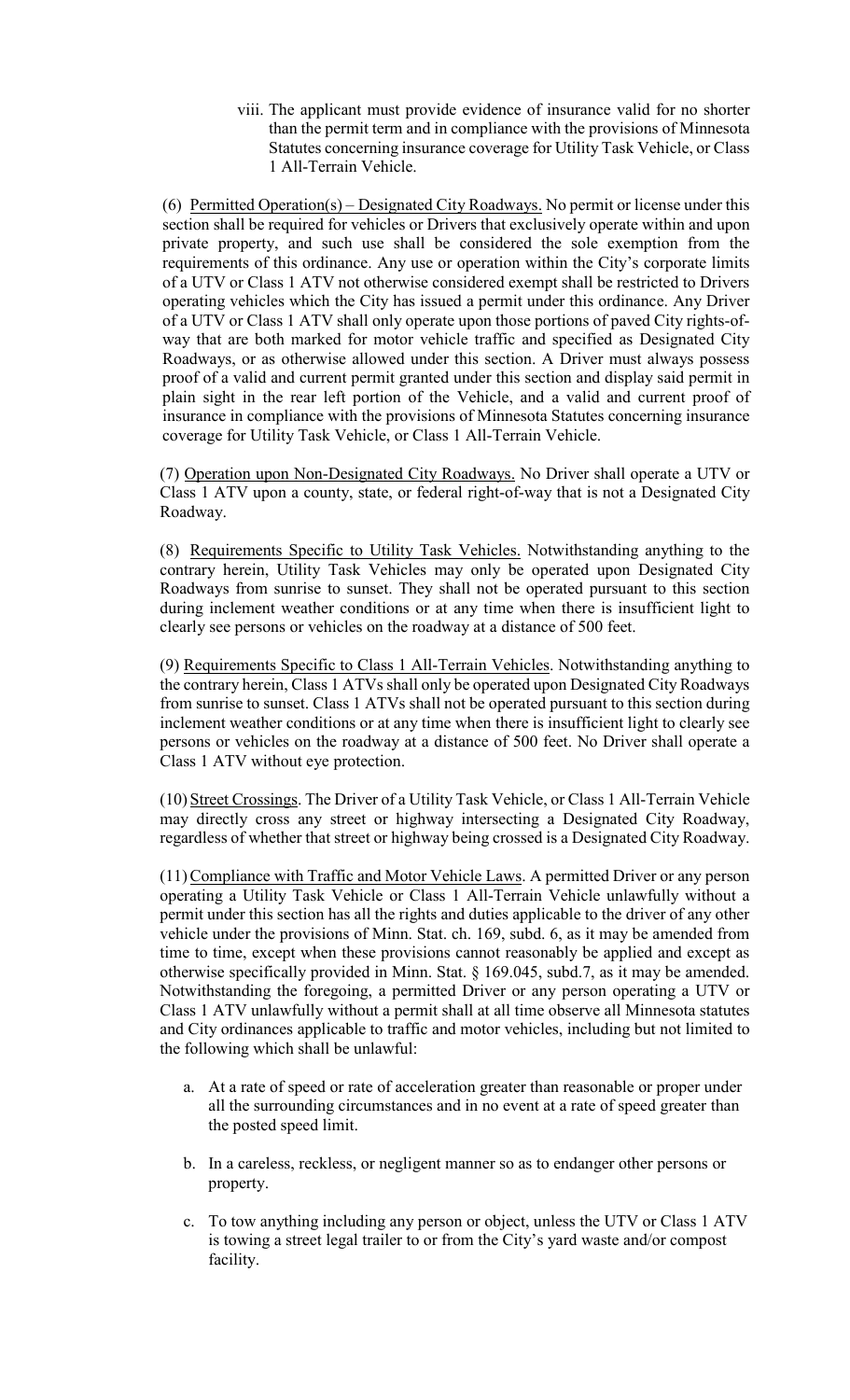viii. The applicant must provide evidence of insurance valid for no shorter than the permit term and in compliance with the provisions of Minnesota Statutes concerning insurance coverage for Utility Task Vehicle, or Class 1 All-Terrain Vehicle.

(6) <u>Permitted Operation(s) – Designated City Roadways.</u> No permit or license under this section shall be required for vehicles or Drivers that exclusively operate within and upon private property, and such use shall be considered the sole exemption from the requirements of this ordinance. Any use or operation within the City's corporate limits of a UTV or Class 1 ATV not otherwise considered exempt shall be restricted to Drivers operating vehicles which the City has issued a permit under this ordinance. Any Driver of a UTV or Class 1 ATV shall only operate upon those portions of paved City rights-of-way that are both marked for motor vehicle traffic and specified as Designated City Roadways, or as otherwise allowed under this section. A Driver must always possess proof of a valid and current permit granted under this section and display said permit in plain sight in the rear left portion of the Vehicle, and a valid and current proof of insurance in compliance with the provisions of Minnesota Statutes concerning insurance coverage for Utility Task Vehicle, or Class 1 All-Terrain Vehicle.

(7) <u>Operation upon Non-Designated City Roadways.</u> No Driver shall operate a UTV or Class 1 ATV upon a county, state, or federal right-of-way that is not a Designated City Roadway.

(8) <u>Requirements Specific to Utility Task Vehicles.</u> Notwithstanding anything to the contrary herein, Utility Task Vehicles may only be operated upon Designated City Roadways from sunrise to sunset. They shall not be operated pursuant to this section during inclement weather conditions or at any time when there is insufficient light to clearly see persons or vehicles on the roadway at a distance of 500 feet.

(9) <u>Requirements Specific to Class 1 All-Terrain Vehicles</u>. Notwithstanding anything to the contrary herein, Class 1 ATVs shall only be operated upon Designated City Roadways from sunrise to sunset. Class 1 ATVs shall not be operated pursuant to this section during inclement weather conditions or at any time when there is insufficient light to clearly see persons or vehicles on the roadway at a distance of 500 feet. No Driver shall operate a Class 1 ATV without eye protection.

(10) <u>Street Crossings</u>. The Driver of a Utility Task Vehicle, or Class 1 All-Terrain Vehicle may directly cross any street or highway intersecting a Designated City Roadway, regardless of whether that street or highway being crossed is a Designated City Roadway.

(11) <u>Compliance with Traffic and Motor Vehicle Laws</u>. A permitted Driver or any person operating a Utility Task Vehicle or Class 1 All-Terrain Vehicle unlawfully without a permit under this section has all the rights and duties applicable to the driver of any other vehicle under the provisions of Minn. Stat. ch. 169, subd. 6, as it may be amended from time to time, except when these provisions cannot reasonably be applied and except as otherwise specifically provided in Minn. Stat. § 169.045, subd.7, as it may be amended. Notwithstanding the foregoing, a permitted Driver or any person operating a UTV or Class 1 ATV unlawfully without a permit shall at all time observe all Minnesota statutes and City ordinances applicable to traffic and motor vehicles, including but not limited to the following which shall be unlawful:

a. At a rate of speed or rate of acceleration greater than reasonable or proper under all the surrounding circumstances and in no event at a rate of speed greater than the posted speed limit.

b. In a careless, reckless, or negligent manner so as to endanger other persons or property.

c. To tow anything including any person or object, unless the UTV or Class 1 ATV is towing a street legal trailer to or from the City's yard waste and/or compost facility.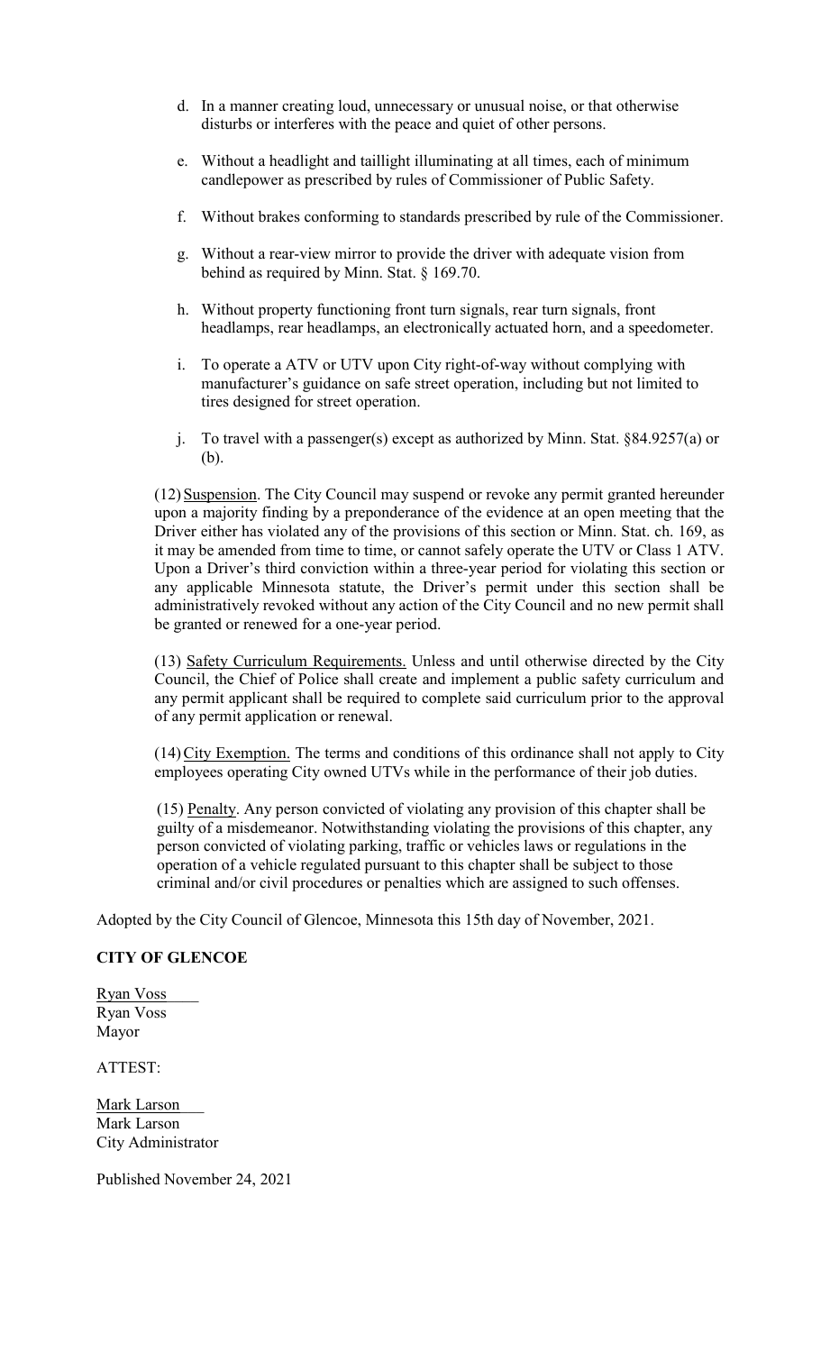d. In a manner creating loud, unnecessary or unusual noise, or that otherwise disturbs or interferes with the peace and quiet of other persons.

e. Without a headlight and taillight illuminating at all times, each of minimum candlepower as prescribed by rules of Commissioner of Public Safety.

f. Without brakes conforming to standards prescribed by rule of the Commissioner.

g. Without a rear-view mirror to provide the driver with adequate vision from behind as required by Minn. Stat. § 169.70.

h. Without property functioning front turn signals, rear turn signals, front headlamps, rear headlamps, an electronically actuated horn, and a speedometer.

i. To operate a ATV or UTV upon City right-of-way without complying with manufacturer's guidance on safe street operation, including but not limited to tires designed for street operation.

j. To travel with a passenger(s) except as authorized by Minn. Stat. §84.9257(a) or (b).

(12) Suspension. The City Council may suspend or revoke any permit granted hereunder upon a majority finding by a preponderance of the evidence at an open meeting that the Driver either has violated any of the provisions of this section or Minn. Stat. ch. 169, as it may be amended from time to time, or cannot safely operate the UTV or Class 1 ATV. Upon a Driver's third conviction within a three-year period for violating this section or any applicable Minnesota statute, the Driver's permit under this section shall be administratively revoked without any action of the City Council and no new permit shall be granted or renewed for a one-year period.

(13) Safety Curriculum Requirements. Unless and until otherwise directed by the City Council, the Chief of Police shall create and implement a public safety curriculum and any permit applicant shall be required to complete said curriculum prior to the approval of any permit application or renewal.

(14) City Exemption. The terms and conditions of this ordinance shall not apply to City employees operating City owned UTVs while in the performance of their job duties.

(15) Penalty. Any person convicted of violating any provision of this chapter shall be guilty of a misdemeanor. Notwithstanding violating the provisions of this chapter, any person convicted of violating parking, traffic or vehicles laws or regulations in the operation of a vehicle regulated pursuant to this chapter shall be subject to those criminal and/or civil procedures or penalties which are assigned to such offenses.

Adopted by the City Council of Glencoe, Minnesota this 15th day of November, 2021.

**CITY OF GLENCOE**

Ryan Voss
Ryan Voss
Mayor

ATTEST:

Mark Larson
Mark Larson
City Administrator

Published November 24, 2021